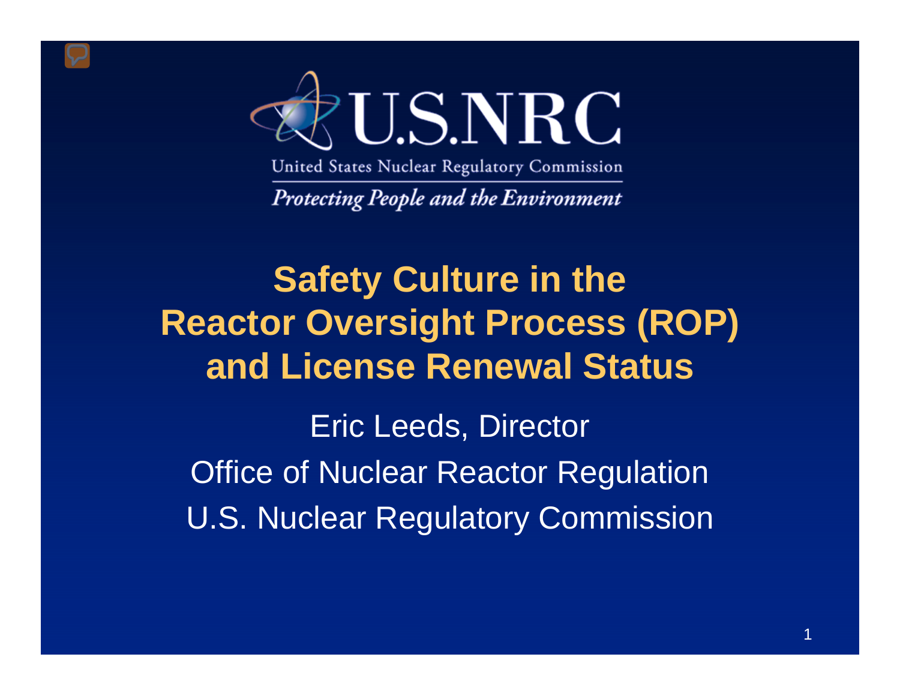U.S.NRC

United States Nuclear Regulatory Commission

*Protecting People and the Environment*

# Safety Culture in the Reactor Oversight Process (ROP) and License Renewal Status

Eric Leeds, Director

Office of Nuclear Reactor Regulation

U.S. Nuclear Regulatory Commission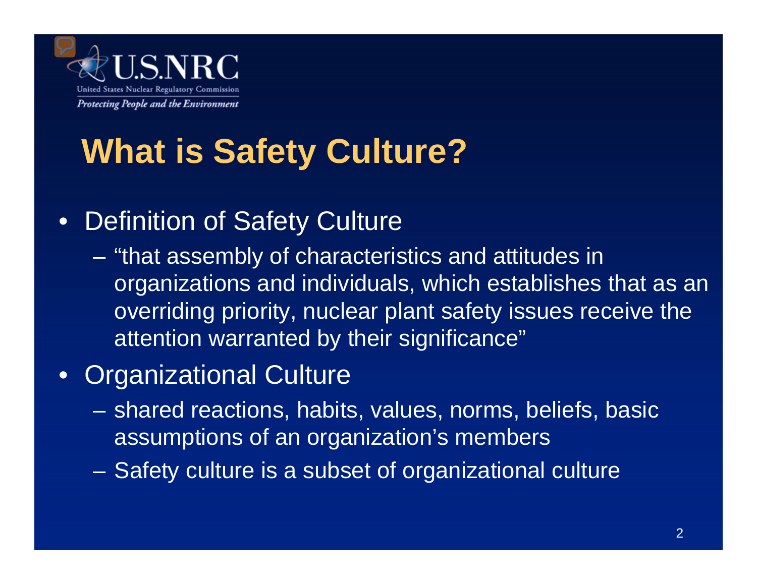# What is Safety Culture?

- Definition of Safety Culture
  - "that assembly of characteristics and attitudes in organizations and individuals, which establishes that as an overriding priority, nuclear plant safety issues receive the attention warranted by their significance"
- Organizational Culture
  - shared reactions, habits, values, norms, beliefs, basic assumptions of an organization's members
  - Safety culture is a subset of organizational culture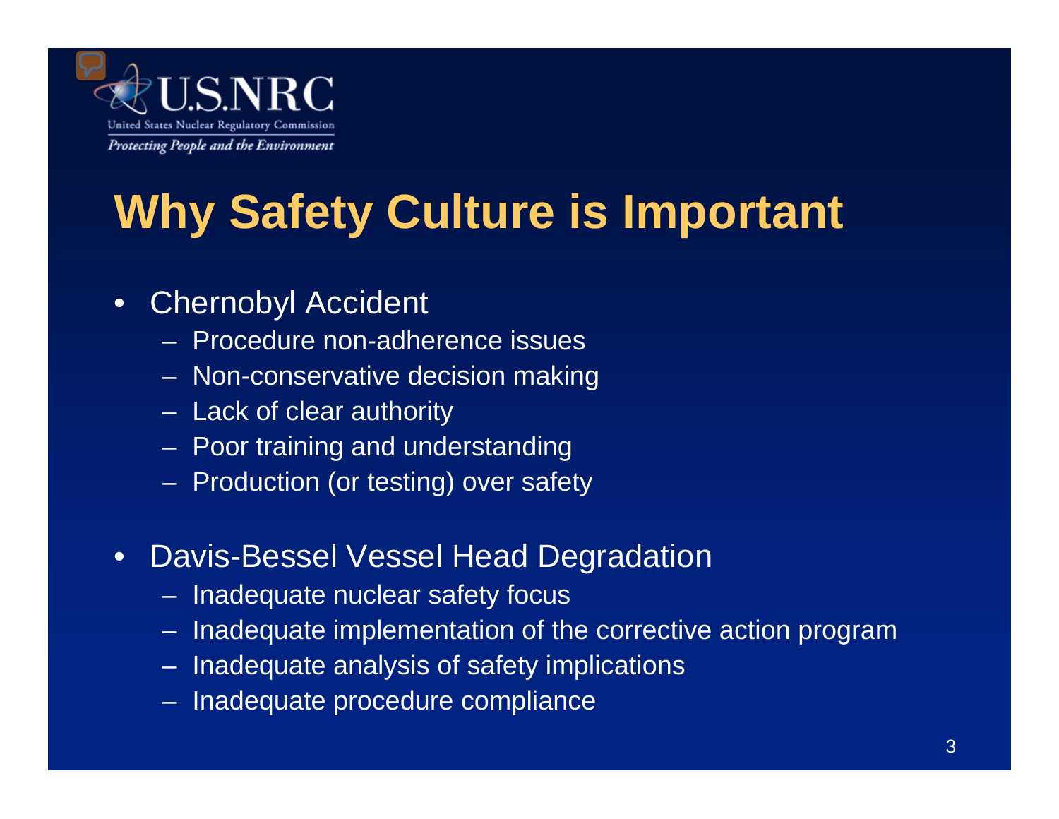# Why Safety Culture is Important

- Chernobyl Accident
  - Procedure non-adherence issues
  - Non-conservative decision making
  - Lack of clear authority
  - Poor training and understanding
  - Production (or testing) over safety
- Davis-Bessel Vessel Head Degradation
  - Inadequate nuclear safety focus
  - Inadequate implementation of the corrective action program
  - Inadequate analysis of safety implications
  - Inadequate procedure compliance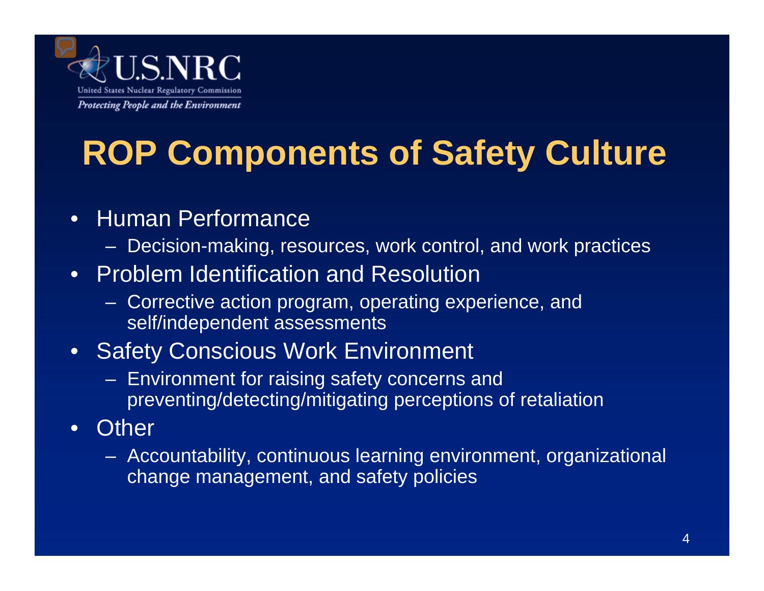# ROP Components of Safety Culture

- Human Performance
  - Decision-making, resources, work control, and work practices
- Problem Identification and Resolution
  - Corrective action program, operating experience, and self/independent assessments
- Safety Conscious Work Environment
  - Environment for raising safety concerns and preventing/detecting/mitigating perceptions of retaliation
- Other
  - Accountability, continuous learning environment, organizational change management, and safety policies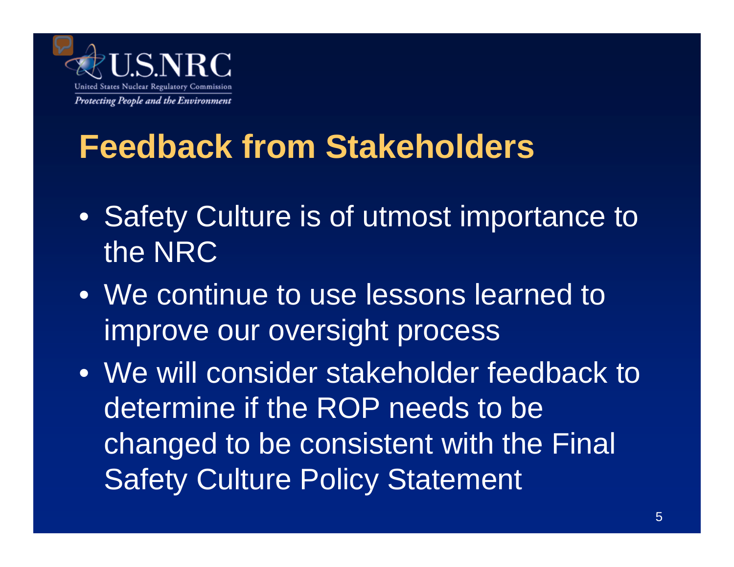# Feedback from Stakeholders

- Safety Culture is of utmost importance to the NRC
- We continue to use lessons learned to improve our oversight process
- We will consider stakeholder feedback to determine if the ROP needs to be changed to be consistent with the Final Safety Culture Policy Statement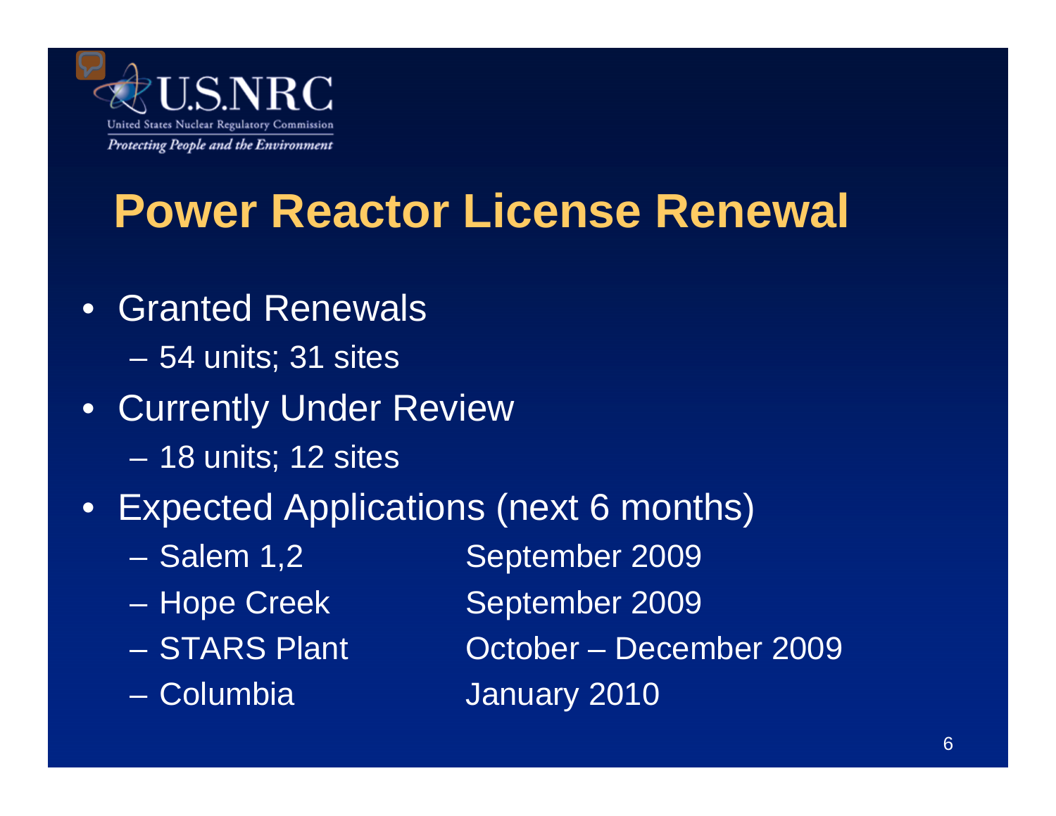# Power Reactor License Renewal

- Granted Renewals
  - 54 units; 31 sites
- Currently Under Review
  - 18 units; 12 sites
- Expected Applications (next 6 months)
  - Salem 1,2 — September 2009
  - Hope Creek — September 2009
  - STARS Plant — October – December 2009
  - Columbia — January 2010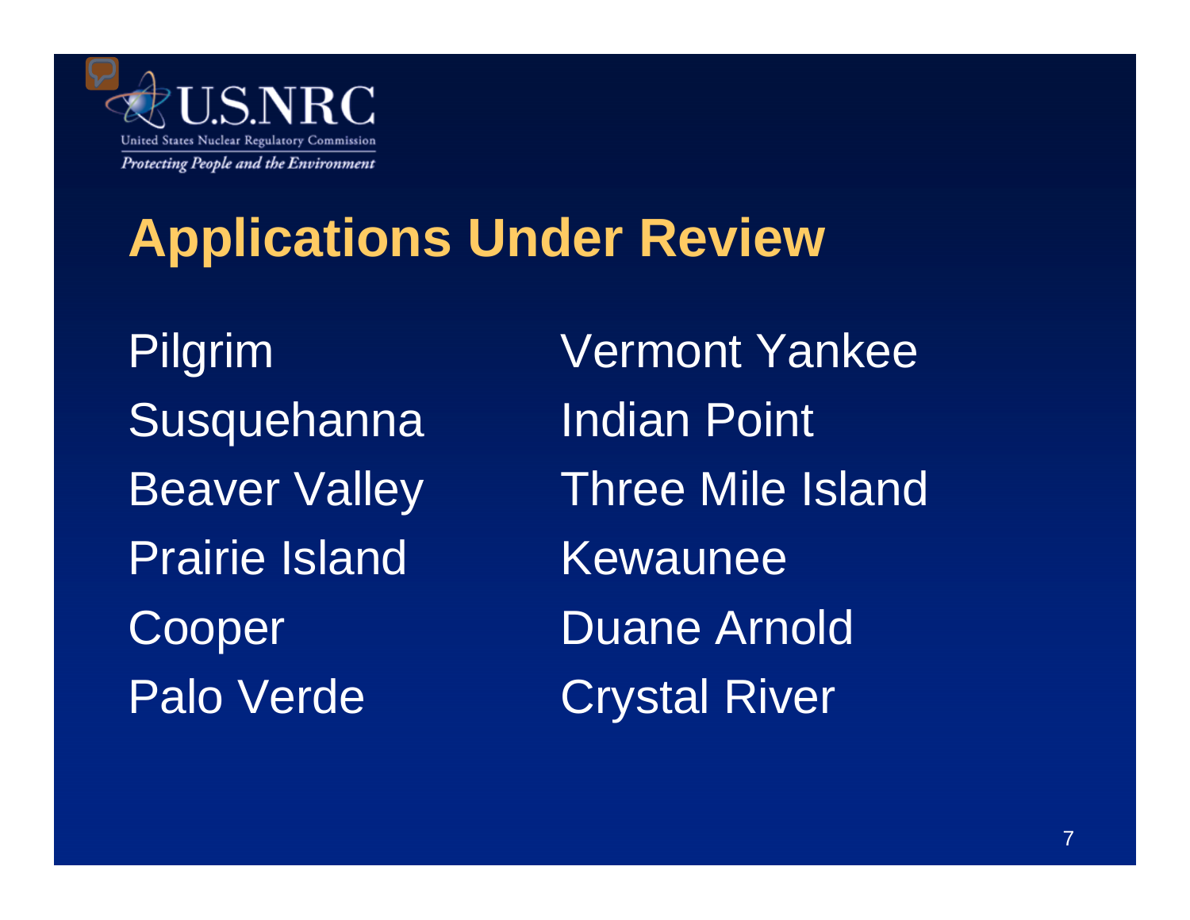# Applications Under Review

- Pilgrim
- Susquehanna
- Beaver Valley
- Prairie Island
- Cooper
- Palo Verde
- Vermont Yankee
- Indian Point
- Three Mile Island
- Kewaunee
- Duane Arnold
- Crystal River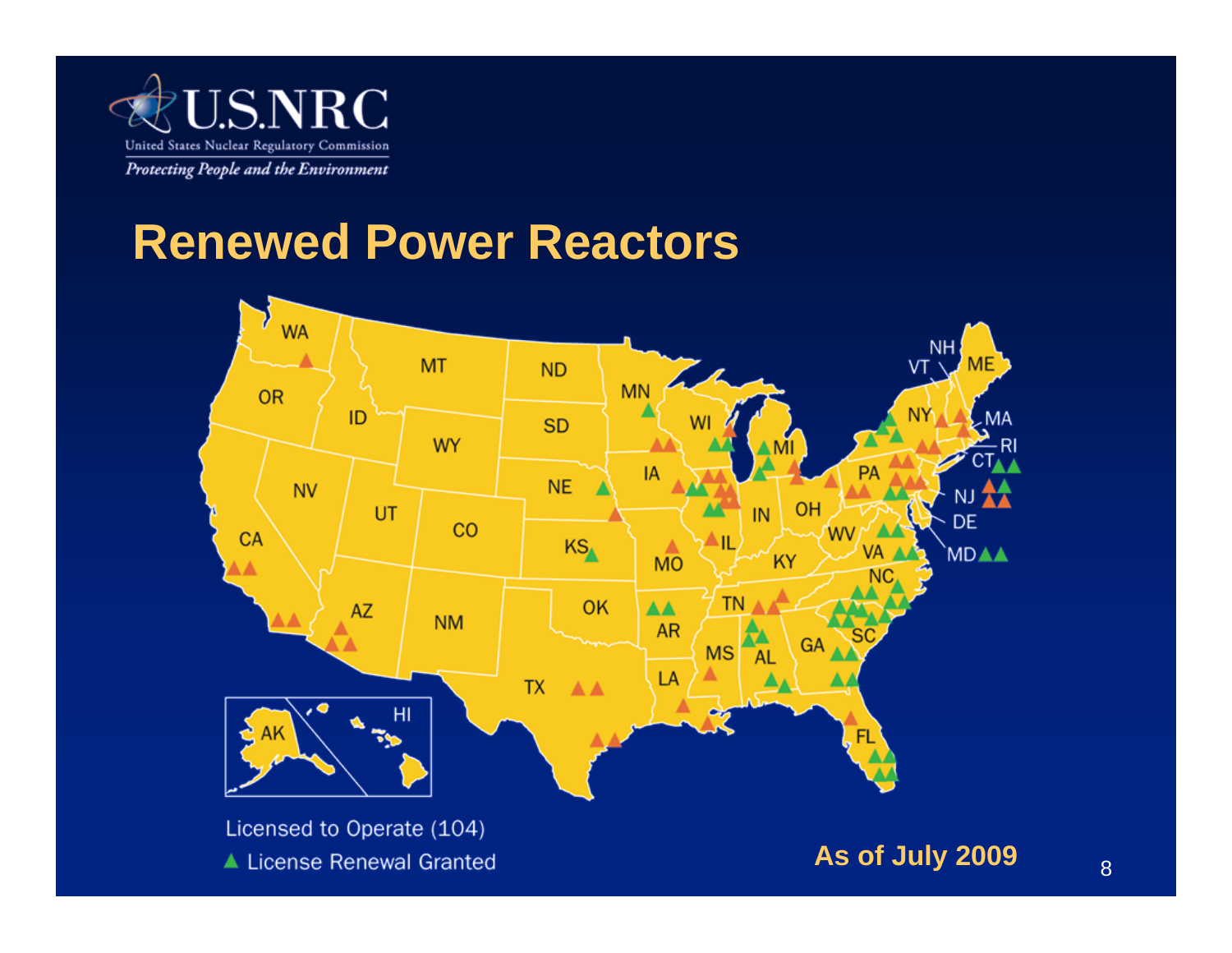U.S.NRC

United States Nuclear Regulatory Commission

*Protecting People and the Environment*

# Renewed Power Reactors

Licensed to Operate (104)

▲ License Renewal Granted

**As of July 2009**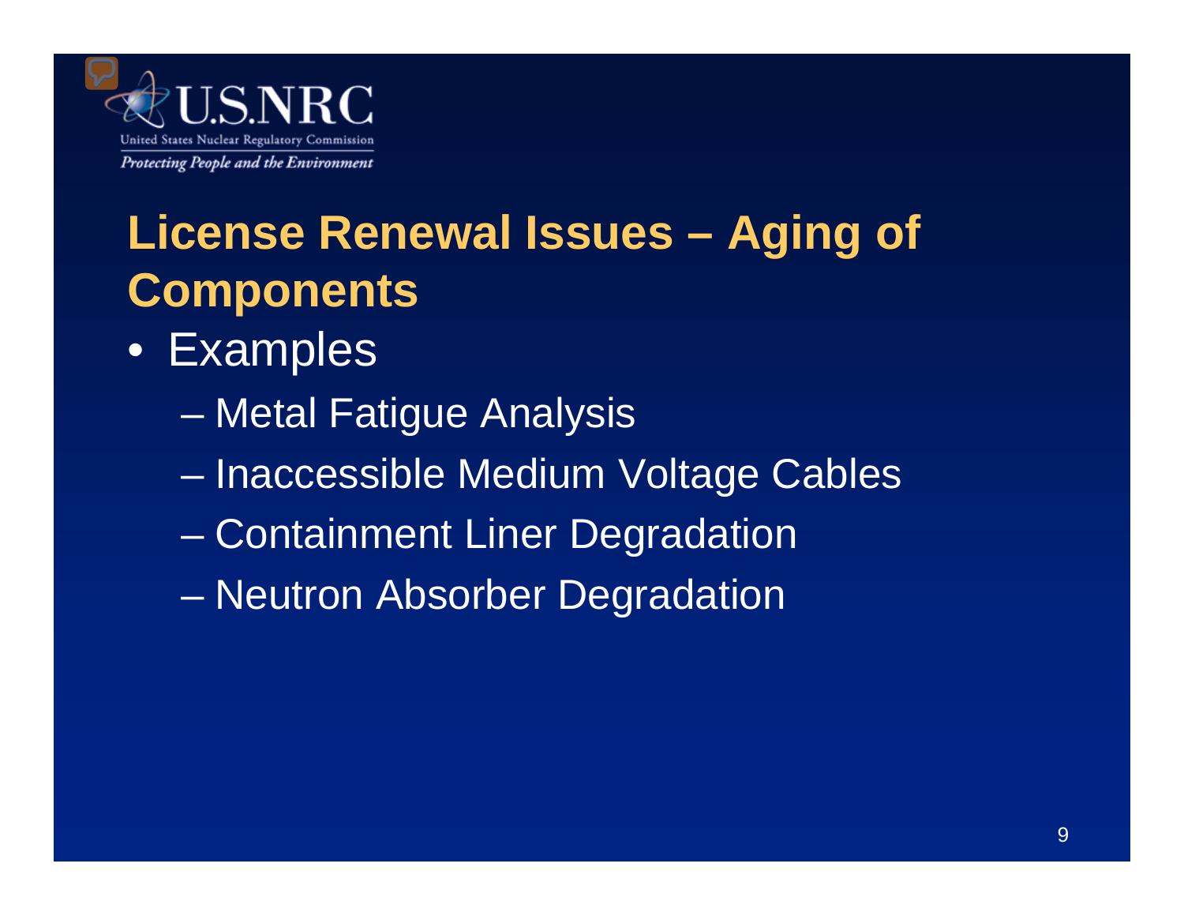# License Renewal Issues – Aging of Components

- Examples
  - Metal Fatigue Analysis
  - Inaccessible Medium Voltage Cables
  - Containment Liner Degradation
  - Neutron Absorber Degradation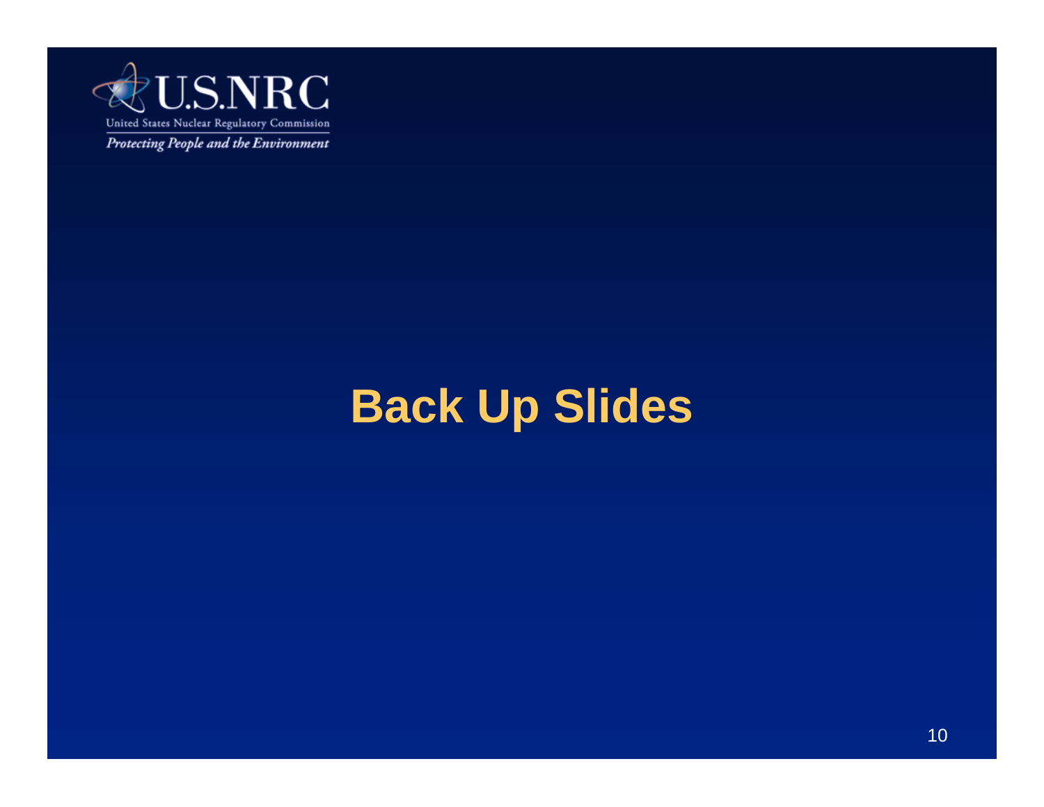# Back Up Slides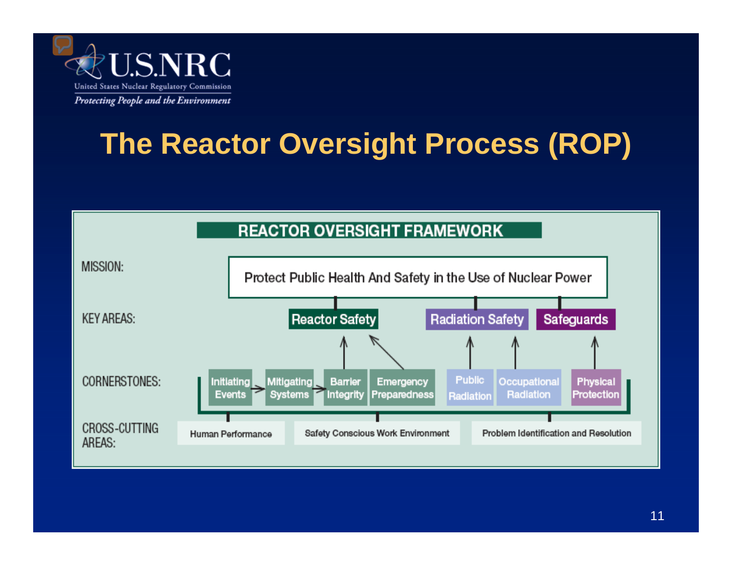# The Reactor Oversight Process (ROP)

## REACTOR OVERSIGHT FRAMEWORK

**MISSION:** Protect Public Health And Safety in the Use of Nuclear Power

**KEY AREAS:**

- Reactor Safety
- Radiation Safety
- Safeguards

**CORNERSTONES:**

- Initiating Events
- Mitigating Systems
- Barrier Integrity
- Emergency Preparedness
- Public Radiation
- Occupational Radiation
- Physical Protection

**CROSS-CUTTING AREAS:**

- Human Performance
- Safety Conscious Work Environment
- Problem Identification and Resolution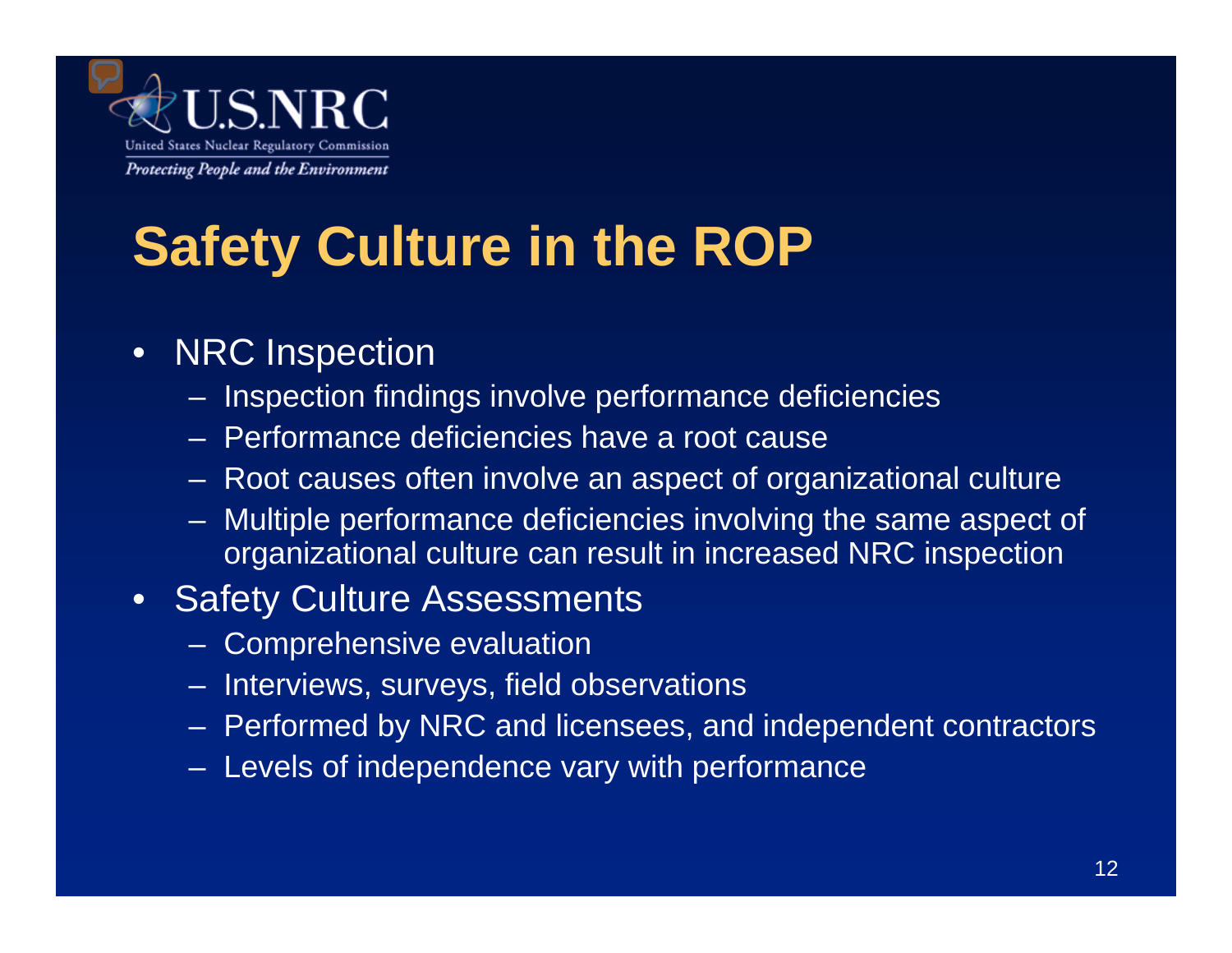# Safety Culture in the ROP

- NRC Inspection
  - Inspection findings involve performance deficiencies
  - Performance deficiencies have a root cause
  - Root causes often involve an aspect of organizational culture
  - Multiple performance deficiencies involving the same aspect of organizational culture can result in increased NRC inspection
- Safety Culture Assessments
  - Comprehensive evaluation
  - Interviews, surveys, field observations
  - Performed by NRC and licensees, and independent contractors
  - Levels of independence vary with performance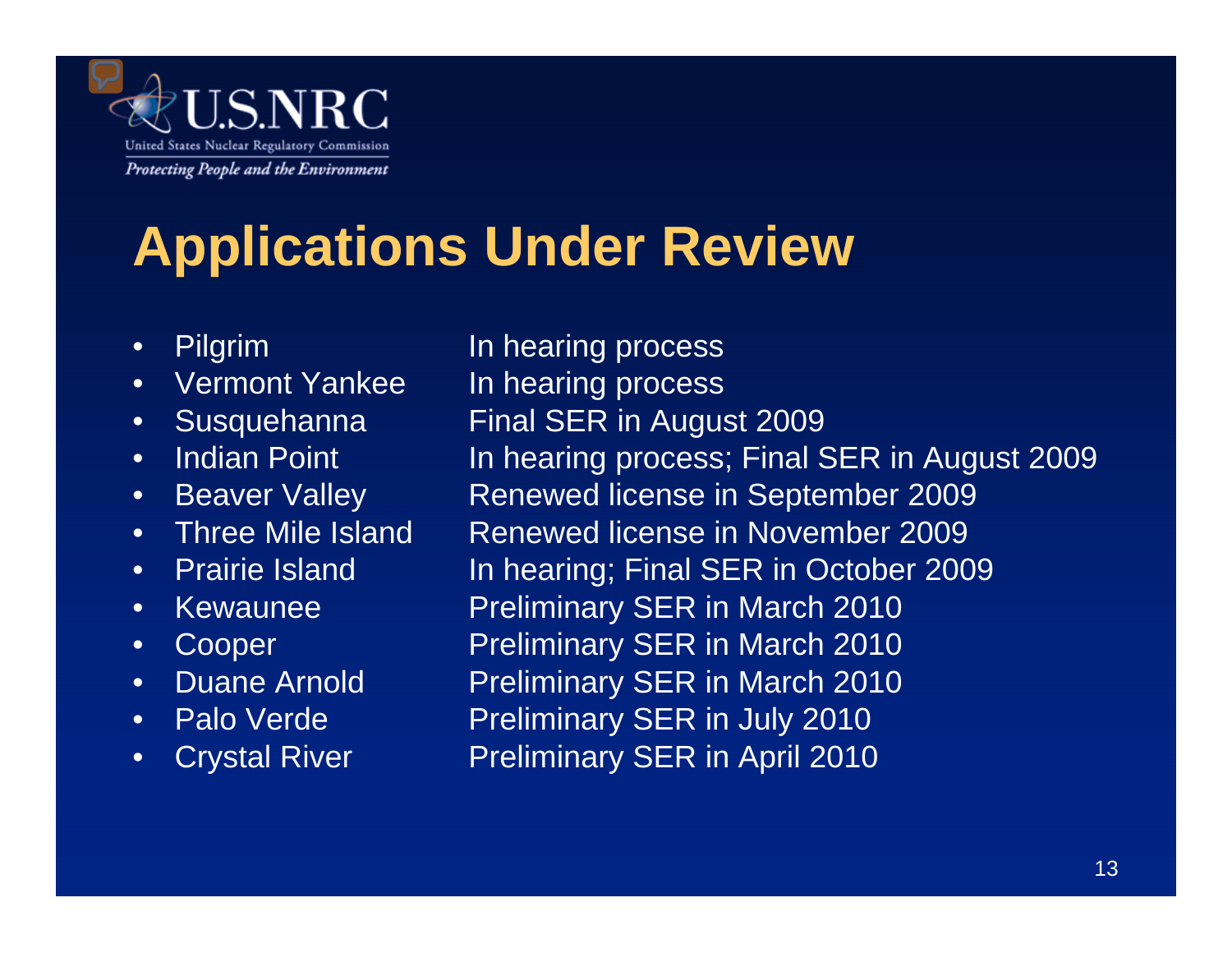# Applications Under Review

| | |
|---|---|
| Pilgrim | In hearing process |
| Vermont Yankee | In hearing process |
| Susquehanna | Final SER in August 2009 |
| Indian Point | In hearing process; Final SER in August 2009 |
| Beaver Valley | Renewed license in September 2009 |
| Three Mile Island | Renewed license in November 2009 |
| Prairie Island | In hearing; Final SER in October 2009 |
| Kewaunee | Preliminary SER in March 2010 |
| Cooper | Preliminary SER in March 2010 |
| Duane Arnold | Preliminary SER in March 2010 |
| Palo Verde | Preliminary SER in July 2010 |
| Crystal River | Preliminary SER in April 2010 |